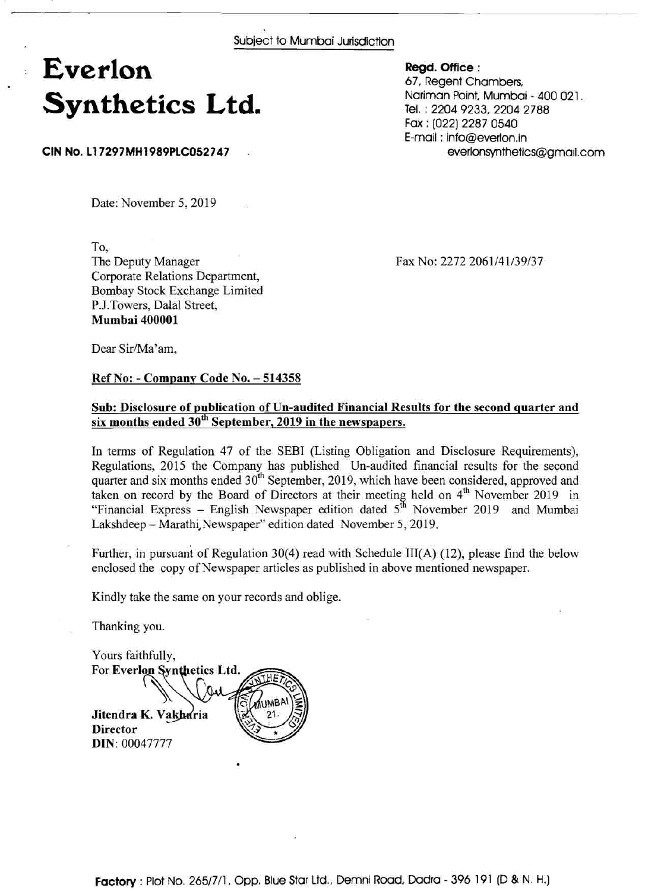Subject to Mumbai Jurisdiction

# Everlon Synthetics Ltd.

**CIN No. L17297MH1989PLC052747**

**Regd. Office :**
67, Regent Chambers,
Nariman Point, Mumbai - 400 021.
Tel. : 2204 9233, 2204 2788
Fax : (022) 2287 0540
E-mail : info@everlon.in
everlonsynthetics@gmail.com

Date: November 5, 2019

To,
The Deputy Manager
Corporate Relations Department,
Bombay Stock Exchange Limited
P.J.Towers, Dalal Street,
**Mumbai 400001**

Fax No: 2272 2061/41/39/37

Dear Sir/Ma'am,

**Ref No: - Company Code No. – 514358**

**Sub: Disclosure of publication of Un-audited Financial Results for the second quarter and six months ended 30th September, 2019 in the newspapers.**

In terms of Regulation 47 of the SEBI (Listing Obligation and Disclosure Requirements), Regulations, 2015 the Company has published Un-audited financial results for the second quarter and six months ended 30th September, 2019, which have been considered, approved and taken on record by the Board of Directors at their meeting held on 4th November 2019 in "Financial Express – English Newspaper edition dated 5th November 2019 and Mumbai Lakshdeep – Marathi, Newspaper" edition dated November 5, 2019.

Further, in pursuant of Regulation 30(4) read with Schedule III(A) (12), please find the below enclosed the copy of Newspaper articles as published in above mentioned newspaper.

Kindly take the same on your records and oblige.

Thanking you.

Yours faithfully,
For **Everlon Synthetics Ltd.**

**Jitendra K. Vakharia**
**Director**
**DIN**: 00047777

**Factory** : Plot No. 265/7/1, Opp. Blue Star Ltd., Demni Road, Dadra - 396 191 (D & N. H.)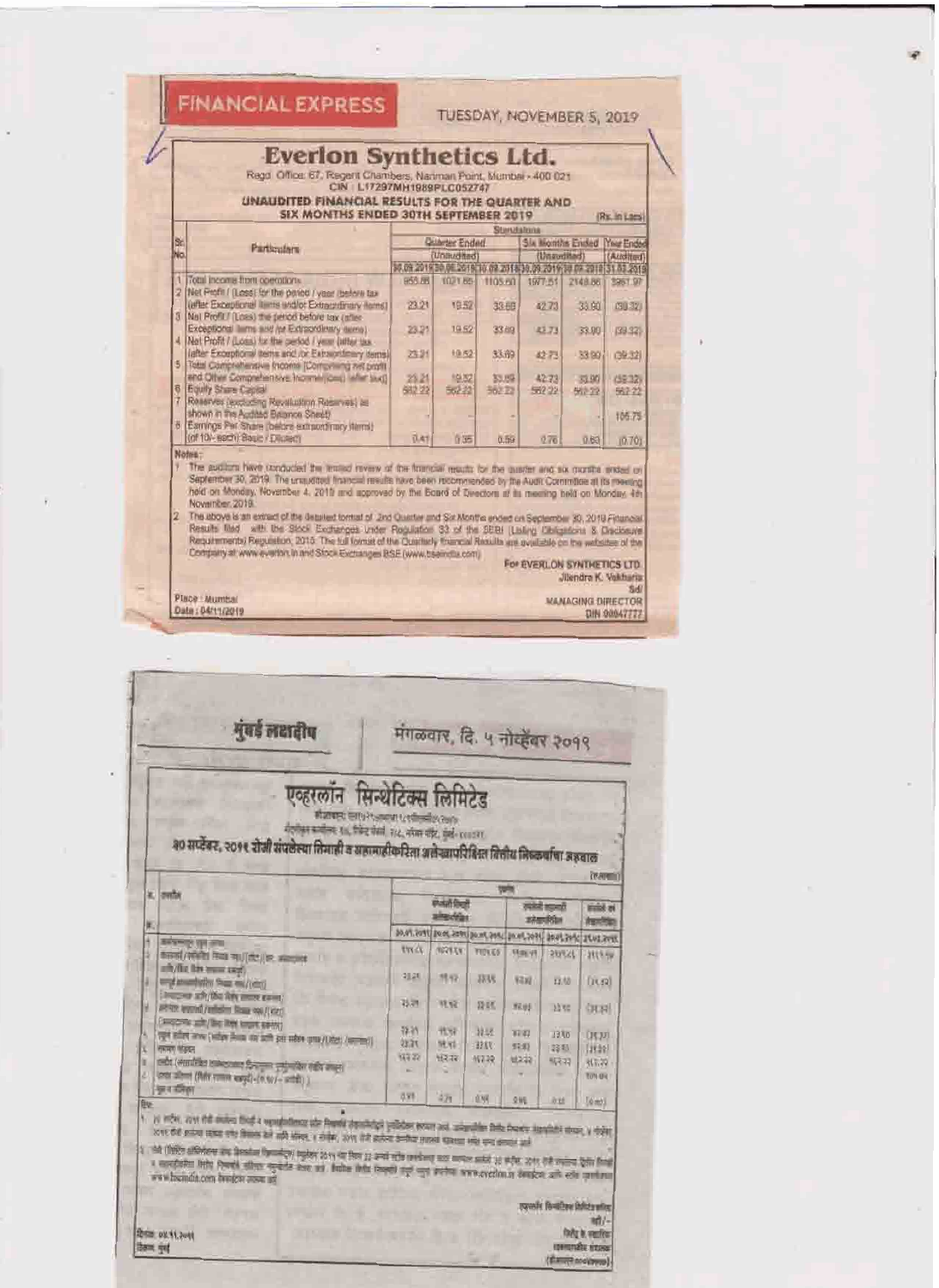FINANCIAL EXPRESS

TUESDAY, NOVEMBER 5, 2019

# Everlon Synthetics Ltd.

Regd. Office: 67, Regent Chambers, Nariman Point, Mumbai - 400 021
CIN : L17297MH1989PLC052747

**UNAUDITED FINANCIAL RESULTS FOR THE QUARTER AND SIX MONTHS ENDED 30TH SEPTEMBER 2019**

(Rs. In Lacs)

| Sr. No. | Particulars | Standalone | | | | | |
|---|---|---|---|---|---|---|---|
| | | Quarter Ended (Unaudited) | | | Six Months Ended (Unaudited) | | Year Ended (Audited) |
| | | 30.09.2019 | 30.06.2019 | 30.09.2018 | 30.09.2019 | 30.09.2018 | 31.03.2019 |
| 1 | Total Income from operations | 955.86 | 1021.65 | 1105.60 | 1977.51 | 2148.86 | 3961.97 |
| 2 | Net Profit / (Loss) for the period / year (before tax (after Exceptional items and/or Extraordinary items) | 23.21 | 19.52 | 33.69 | 42.73 | 33.90 | (39.32) |
| 3 | Net Profit / (Loss) the period before tax (after Exceptional items and /or Extraordinary items) | 23.21 | 19.52 | 33.69 | 42.73 | 33.90 | (39.32) |
| 4 | Net Profit / (Loss) for the period / year (after tax (after Exceptional items and /or Extraordinary items) | 23.21 | 19.52 | 33.69 | 42.73 | 33.90 | (39.32) |
| 5 | Total Comprehensive Income (Comprising net profit and Other Comprehensive Income(loss) (after tax)) | 23.21 | 19.52 | 33.69 | 42.73 | 33.90 | (39.32) |
| 6 | Equity Share Capital | 562.22 | 562.22 | 562.22 | 562.22 | 562.22 | 562.22 |
| 7 | Reserves (excluding Revaluation Reserves) as shown in the Audited Balance Sheet) | - | - | - | - | - | 105.75 |
| 8 | Earnings Per Share (before extraordinary items) (of 10/- each) Basic / Diluted | 0.41 | 0.35 | 0.59 | 0.76 | 0.60 | (0.70) |

**Notes :**

1. The auditors have conducted the limited review of the financial results for the quarter and six months ended on September 30, 2019. The unaudited financial results have been recommended by the Audit Committee at its meeting held on Monday, November 4, 2019 and approved by the Board of Directors at its meeting held on Monday, 4th November 2019.
2. The above is an extract of the detailed format of 2nd Quarter and Six Months ended on September 30, 2019 Financial Results filed with the Stock Exchanges under Regulation 33 of the SEBI (Listing Obligations & Disclosure Requirements) Regulation, 2015. The full format of the Quarterly financial Results are available on the websites of the Company at www.everlon.in and Stock Exchanges BSE (www.bseindia.com)

Place : Mumbai
Date : 04/11/2019

For EVERLON SYNTHETICS LTD.
Jitendra K. Vakharia
Sd/
MANAGING DIRECTOR
DIN 00047777

---

मुंबई लक्षदीप

मंगळवार, दि. ५ नोव्हेंबर २०१९

# एव्हरलॉन सिन्थेटिक्स लिमिटेड

३० सप्टेंबर, २०१९ रोजी संपलेल्या तिमाही व सहामाहीकरिता अलेखापरिक्षित वित्तीय निष्कर्षाचा अहवाल

www.everlon.in

www.bseindia.com

दिनांक: ०४.११.२०१९
ठिकाण: मुंबई